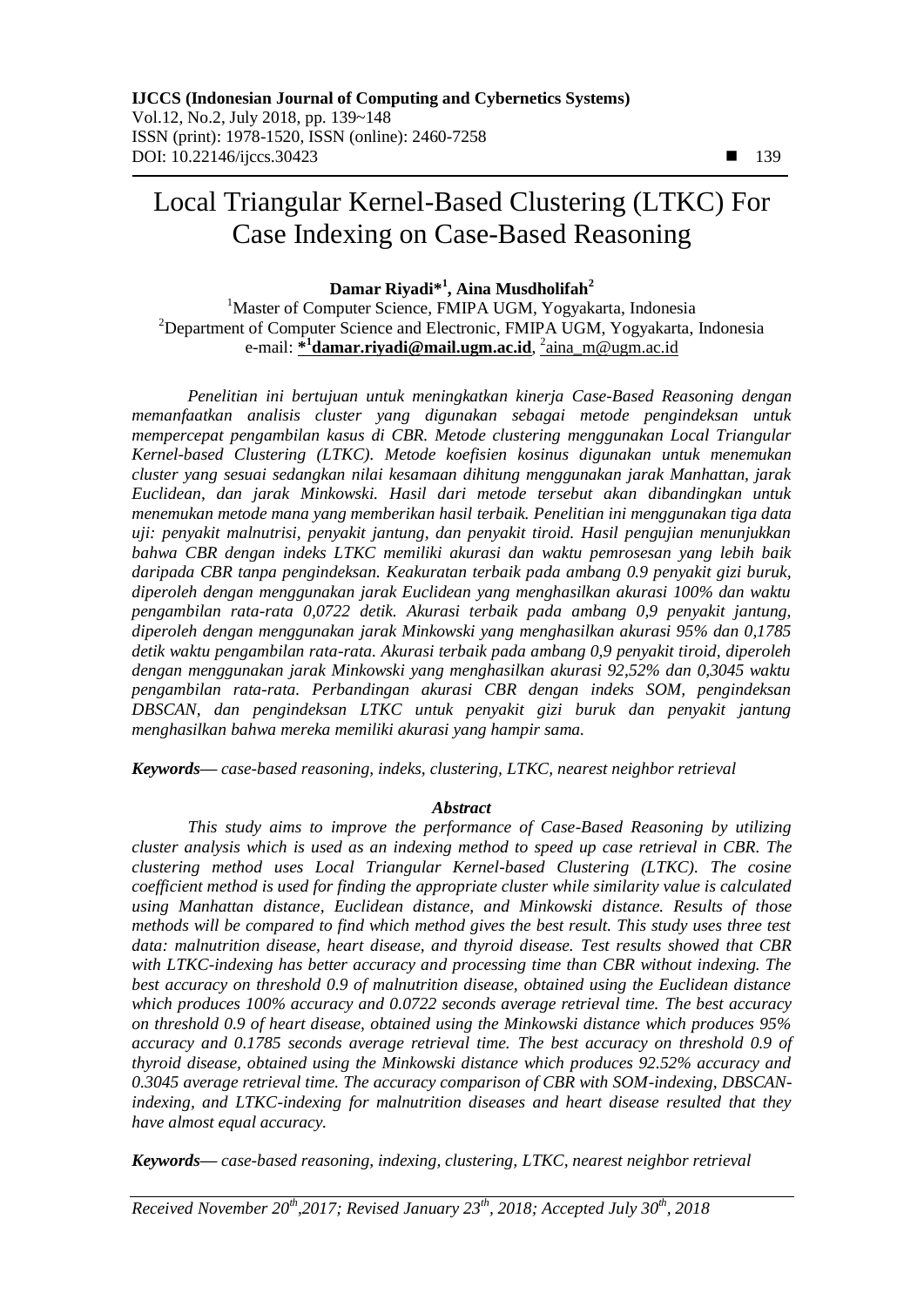# Local Triangular Kernel-Based Clustering (LTKC) For Case Indexing on Case-Based Reasoning

**Damar Riyadi*[1], Aina Musdholifah[2]**

[1]Master of Computer Science, FMIPA UGM, Yogyakarta, Indonesia
[2]Department of Computer Science and Electronic, FMIPA UGM, Yogyakarta, Indonesia
e-mail: ***[1]damar.riyadi@mail.ugm.ac.id**, [2]aina_m@ugm.ac.id

*Penelitian ini bertujuan untuk meningkatkan kinerja Case-Based Reasoning dengan memanfaatkan analisis cluster yang digunakan sebagai metode pengindeksan untuk mempercepat pengambilan kasus di CBR. Metode clustering menggunakan Local Triangular Kernel-based Clustering (LTKC). Metode koefisien kosinus digunakan untuk menemukan cluster yang sesuai sedangkan nilai kesamaan dihitung menggunakan jarak Manhattan, jarak Euclidean, dan jarak Minkowski. Hasil dari metode tersebut akan dibandingkan untuk menemukan metode mana yang memberikan hasil terbaik. Penelitian ini menggunakan tiga data uji: penyakit malnutrisi, penyakit jantung, dan penyakit tiroid. Hasil pengujian menunjukkan bahwa CBR dengan indeks LTKC memiliki akurasi dan waktu pemrosesan yang lebih baik daripada CBR tanpa pengindeksan. Keakuratan terbaik pada ambang 0.9 penyakit gizi buruk, diperoleh dengan menggunakan jarak Euclidean yang menghasilkan akurasi 100% dan waktu pengambilan rata-rata 0,0722 detik. Akurasi terbaik pada ambang 0,9 penyakit jantung, diperoleh dengan menggunakan jarak Minkowski yang menghasilkan akurasi 95% dan 0,1785 detik waktu pengambilan rata-rata. Akurasi terbaik pada ambang 0,9 penyakit tiroid, diperoleh dengan menggunakan jarak Minkowski yang menghasilkan akurasi 92,52% dan 0,3045 waktu pengambilan rata-rata. Perbandingan akurasi CBR dengan indeks SOM, pengindeksan DBSCAN, dan pengindeksan LTKC untuk penyakit gizi buruk dan penyakit jantung menghasilkan bahwa mereka memiliki akurasi yang hampir sama.*

***Keywords***— *case-based reasoning, indeks, clustering, LTKC, nearest neighbor retrieval*

### *Abstract*

*This study aims to improve the performance of Case-Based Reasoning by utilizing cluster analysis which is used as an indexing method to speed up case retrieval in CBR. The clustering method uses Local Triangular Kernel-based Clustering (LTKC). The cosine coefficient method is used for finding the appropriate cluster while similarity value is calculated using Manhattan distance, Euclidean distance, and Minkowski distance. Results of those methods will be compared to find which method gives the best result. This study uses three test data: malnutrition disease, heart disease, and thyroid disease. Test results showed that CBR with LTKC-indexing has better accuracy and processing time than CBR without indexing. The best accuracy on threshold 0.9 of malnutrition disease, obtained using the Euclidean distance which produces 100% accuracy and 0.0722 seconds average retrieval time. The best accuracy on threshold 0.9 of heart disease, obtained using the Minkowski distance which produces 95% accuracy and 0.1785 seconds average retrieval time. The best accuracy on threshold 0.9 of thyroid disease, obtained using the Minkowski distance which produces 92.52% accuracy and 0.3045 average retrieval time. The accuracy comparison of CBR with SOM-indexing, DBSCAN-indexing, and LTKC-indexing for malnutrition diseases and heart disease resulted that they have almost equal accuracy.*

***Keywords***— *case-based reasoning, indexing, clustering, LTKC, nearest neighbor retrieval*

*Received November 20th, 2017; Revised January 23th, 2018; Accepted July 30th, 2018*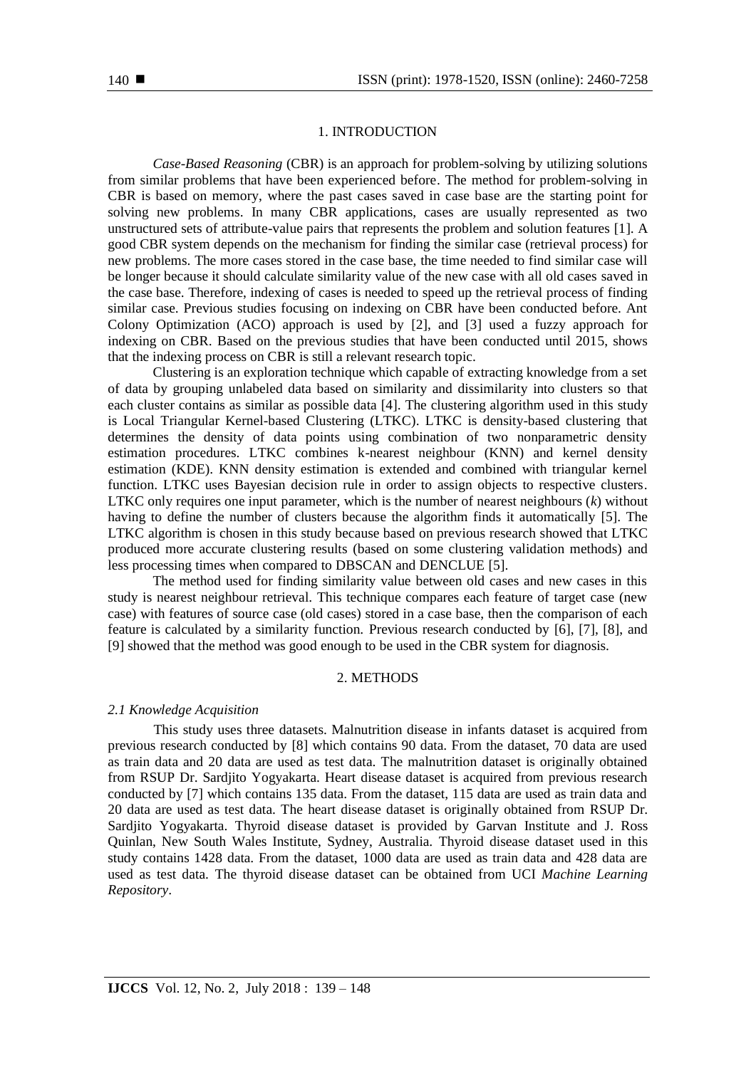## 1. INTRODUCTION

*Case-Based Reasoning* (CBR) is an approach for problem-solving by utilizing solutions from similar problems that have been experienced before. The method for problem-solving in CBR is based on memory, where the past cases saved in case base are the starting point for solving new problems. In many CBR applications, cases are usually represented as two unstructured sets of attribute-value pairs that represents the problem and solution features [1]. A good CBR system depends on the mechanism for finding the similar case (retrieval process) for new problems. The more cases stored in the case base, the time needed to find similar case will be longer because it should calculate similarity value of the new case with all old cases saved in the case base. Therefore, indexing of cases is needed to speed up the retrieval process of finding similar case. Previous studies focusing on indexing on CBR have been conducted before. Ant Colony Optimization (ACO) approach is used by [2], and [3] used a fuzzy approach for indexing on CBR. Based on the previous studies that have been conducted until 2015, shows that the indexing process on CBR is still a relevant research topic.

Clustering is an exploration technique which capable of extracting knowledge from a set of data by grouping unlabeled data based on similarity and dissimilarity into clusters so that each cluster contains as similar as possible data [4]. The clustering algorithm used in this study is Local Triangular Kernel-based Clustering (LTKC). LTKC is density-based clustering that determines the density of data points using combination of two nonparametric density estimation procedures. LTKC combines k-nearest neighbour (KNN) and kernel density estimation (KDE). KNN density estimation is extended and combined with triangular kernel function. LTKC uses Bayesian decision rule in order to assign objects to respective clusters. LTKC only requires one input parameter, which is the number of nearest neighbours ($k$) without having to define the number of clusters because the algorithm finds it automatically [5]. The LTKC algorithm is chosen in this study because based on previous research showed that LTKC produced more accurate clustering results (based on some clustering validation methods) and less processing times when compared to DBSCAN and DENCLUE [5].

The method used for finding similarity value between old cases and new cases in this study is nearest neighbour retrieval. This technique compares each feature of target case (new case) with features of source case (old cases) stored in a case base, then the comparison of each feature is calculated by a similarity function. Previous research conducted by [6], [7], [8], and [9] showed that the method was good enough to be used in the CBR system for diagnosis.

## 2. METHODS

### *2.1 Knowledge Acquisition*

This study uses three datasets. Malnutrition disease in infants dataset is acquired from previous research conducted by [8] which contains 90 data. From the dataset, 70 data are used as train data and 20 data are used as test data. The malnutrition dataset is originally obtained from RSUP Dr. Sardjito Yogyakarta. Heart disease dataset is acquired from previous research conducted by [7] which contains 135 data. From the dataset, 115 data are used as train data and 20 data are used as test data. The heart disease dataset is originally obtained from RSUP Dr. Sardjito Yogyakarta. Thyroid disease dataset is provided by Garvan Institute and J. Ross Quinlan, New South Wales Institute, Sydney, Australia. Thyroid disease dataset used in this study contains 1428 data. From the dataset, 1000 data are used as train data and 428 data are used as test data. The thyroid disease dataset can be obtained from UCI *Machine Learning Repository*.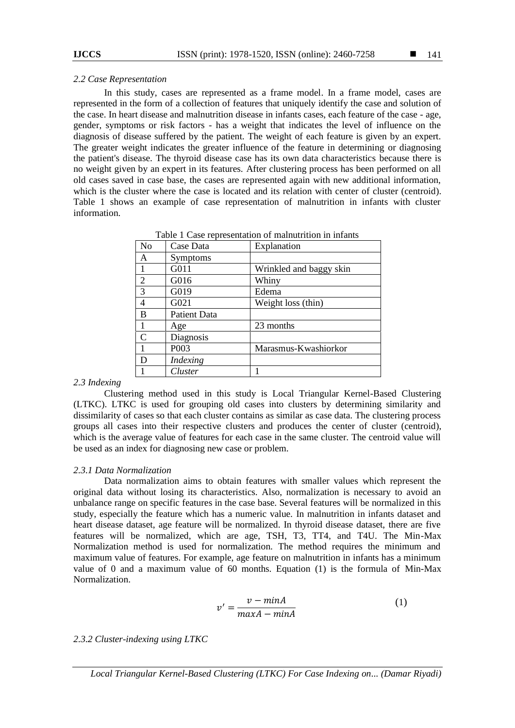### *2.2 Case Representation*

In this study, cases are represented as a frame model. In a frame model, cases are represented in the form of a collection of features that uniquely identify the case and solution of the case. In heart disease and malnutrition disease in infants cases, each feature of the case - age, gender, symptoms or risk factors - has a weight that indicates the level of influence on the diagnosis of disease suffered by the patient. The weight of each feature is given by an expert. The greater weight indicates the greater influence of the feature in determining or diagnosing the patient's disease. The thyroid disease case has its own data characteristics because there is no weight given by an expert in its features. After clustering process has been performed on all old cases saved in case base, the cases are represented again with new additional information, which is the cluster where the case is located and its relation with center of cluster (centroid). Table 1 shows an example of case representation of malnutrition in infants with cluster information.

Table 1 Case representation of malnutrition in infants

| No | Case Data | Explanation |
|---|---|---|
| A | Symptoms | |
| 1 | G011 | Wrinkled and baggy skin |
| 2 | G016 | Whiny |
| 3 | G019 | Edema |
| 4 | G021 | Weight loss (thin) |
| B | Patient Data | |
| 1 | Age | 23 months |
| C | Diagnosis | |
| 1 | P003 | Marasmus-Kwashiorkor |
| D | *Indexing* | |
| 1 | *Cluster* | 1 |

### *2.3 Indexing*

Clustering method used in this study is Local Triangular Kernel-Based Clustering (LTKC). LTKC is used for grouping old cases into clusters by determining similarity and dissimilarity of cases so that each cluster contains as similar as case data. The clustering process groups all cases into their respective clusters and produces the center of cluster (centroid), which is the average value of features for each case in the same cluster. The centroid value will be used as an index for diagnosing new case or problem.

#### *2.3.1 Data Normalization*

Data normalization aims to obtain features with smaller values which represent the original data without losing its characteristics. Also, normalization is necessary to avoid an unbalance range on specific features in the case base. Several features will be normalized in this study, especially the feature which has a numeric value. In malnutrition in infants dataset and heart disease dataset, age feature will be normalized. In thyroid disease dataset, there are five features will be normalized, which are age, TSH, T3, TT4, and T4U. The Min-Max Normalization method is used for normalization. The method requires the minimum and maximum value of features. For example, age feature on malnutrition in infants has a minimum value of 0 and a maximum value of 60 months. Equation (1) is the formula of Min-Max Normalization.

$$v' = \frac{v - minA}{maxA - minA} \qquad (1)$$

#### *2.3.2 Cluster-indexing using LTKC*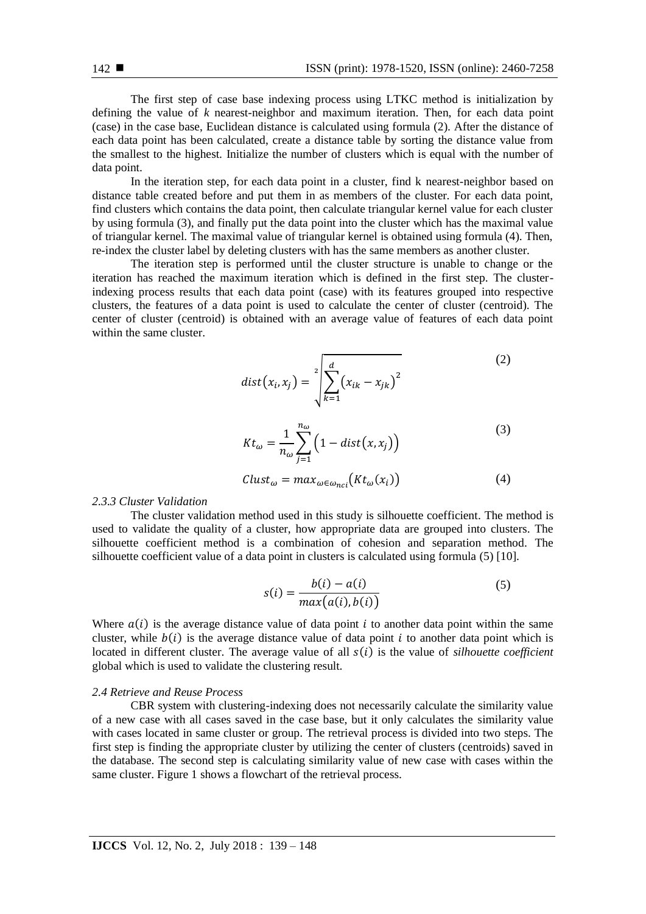The first step of case base indexing process using LTKC method is initialization by defining the value of $k$ nearest-neighbor and maximum iteration. Then, for each data point (case) in the case base, Euclidean distance is calculated using formula (2). After the distance of each data point has been calculated, create a distance table by sorting the distance value from the smallest to the highest. Initialize the number of clusters which is equal with the number of data point.

In the iteration step, for each data point in a cluster, find k nearest-neighbor based on distance table created before and put them in as members of the cluster. For each data point, find clusters which contains the data point, then calculate triangular kernel value for each cluster by using formula (3), and finally put the data point into the cluster which has the maximal value of triangular kernel. The maximal value of triangular kernel is obtained using formula (4). Then, re-index the cluster label by deleting clusters with has the same members as another cluster.

The iteration step is performed until the cluster structure is unable to change or the iteration has reached the maximum iteration which is defined in the first step. The cluster-indexing process results that each data point (case) with its features grouped into respective clusters, the features of a data point is used to calculate the center of cluster (centroid). The center of cluster (centroid) is obtained with an average value of features of each data point within the same cluster.

$$dist(x_i, x_j) = \sqrt[2]{\sum_{k=1}^{d} \left(x_{ik} - x_{jk}\right)^2} \quad (2)$$

$$Kt_\omega = \frac{1}{n_\omega} \sum_{j=1}^{n_\omega} \left(1 - dist(x, x_j)\right) \quad (3)$$

$$Clust_\omega = max_{\omega \in \omega_{nci}} \left(Kt_\omega(x_i)\right) \quad (4)$$

*2.3.3 Cluster Validation*

The cluster validation method used in this study is silhouette coefficient. The method is used to validate the quality of a cluster, how appropriate data are grouped into clusters. The silhouette coefficient method is a combination of cohesion and separation method. The silhouette coefficient value of a data point in clusters is calculated using formula (5) [10].

$$s(i) = \frac{b(i) - a(i)}{max\left(a(i), b(i)\right)} \quad (5)$$

Where $a(i)$ is the average distance value of data point $i$ to another data point within the same cluster, while $b(i)$ is the average distance value of data point $i$ to another data point which is located in different cluster. The average value of all $s(i)$ is the value of *silhouette coefficient* global which is used to validate the clustering result.

*2.4 Retrieve and Reuse Process*

CBR system with clustering-indexing does not necessarily calculate the similarity value of a new case with all cases saved in the case base, but it only calculates the similarity value with cases located in same cluster or group. The retrieval process is divided into two steps. The first step is finding the appropriate cluster by utilizing the center of clusters (centroids) saved in the database. The second step is calculating similarity value of new case with cases within the same cluster. Figure 1 shows a flowchart of the retrieval process.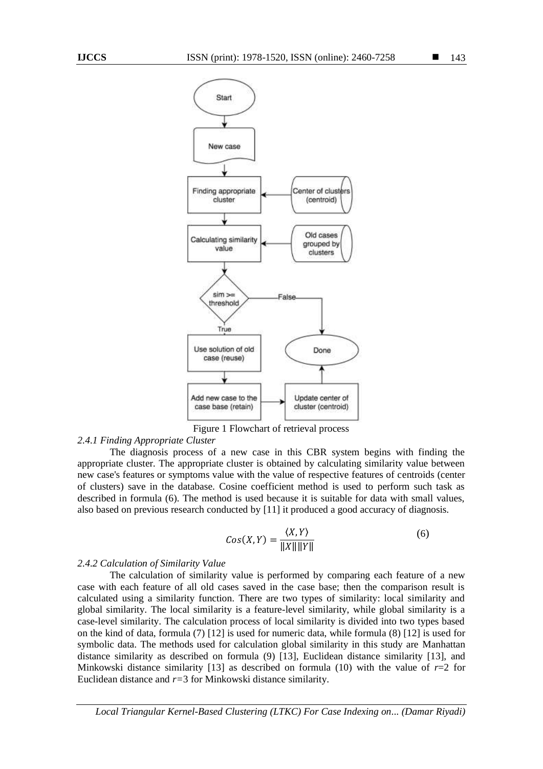Figure 1 Flowchart of retrieval process

*2.4.1 Finding Appropriate Cluster*

The diagnosis process of a new case in this CBR system begins with finding the appropriate cluster. The appropriate cluster is obtained by calculating similarity value between new case's features or symptoms value with the value of respective features of centroids (center of clusters) save in the database. Cosine coefficient method is used to perform such task as described in formula (6). The method is used because it is suitable for data with small values, also based on previous research conducted by [11] it produced a good accuracy of diagnosis.

$$Cos(X,Y) = \frac{\langle X,Y \rangle}{\|X\| \|Y\|} \tag{6}$$

*2.4.2 Calculation of Similarity Value*

The calculation of similarity value is performed by comparing each feature of a new case with each feature of all old cases saved in the case base; then the comparison result is calculated using a similarity function. There are two types of similarity: local similarity and global similarity. The local similarity is a feature-level similarity, while global similarity is a case-level similarity. The calculation process of local similarity is divided into two types based on the kind of data, formula (7) [12] is used for numeric data, while formula (8) [12] is used for symbolic data. The methods used for calculation global similarity in this study are Manhattan distance similarity as described on formula (9) [13], Euclidean distance similarity [13], and Minkowski distance similarity [13] as described on formula (10) with the value of $r$=2 for Euclidean distance and $r$=3 for Minkowski distance similarity.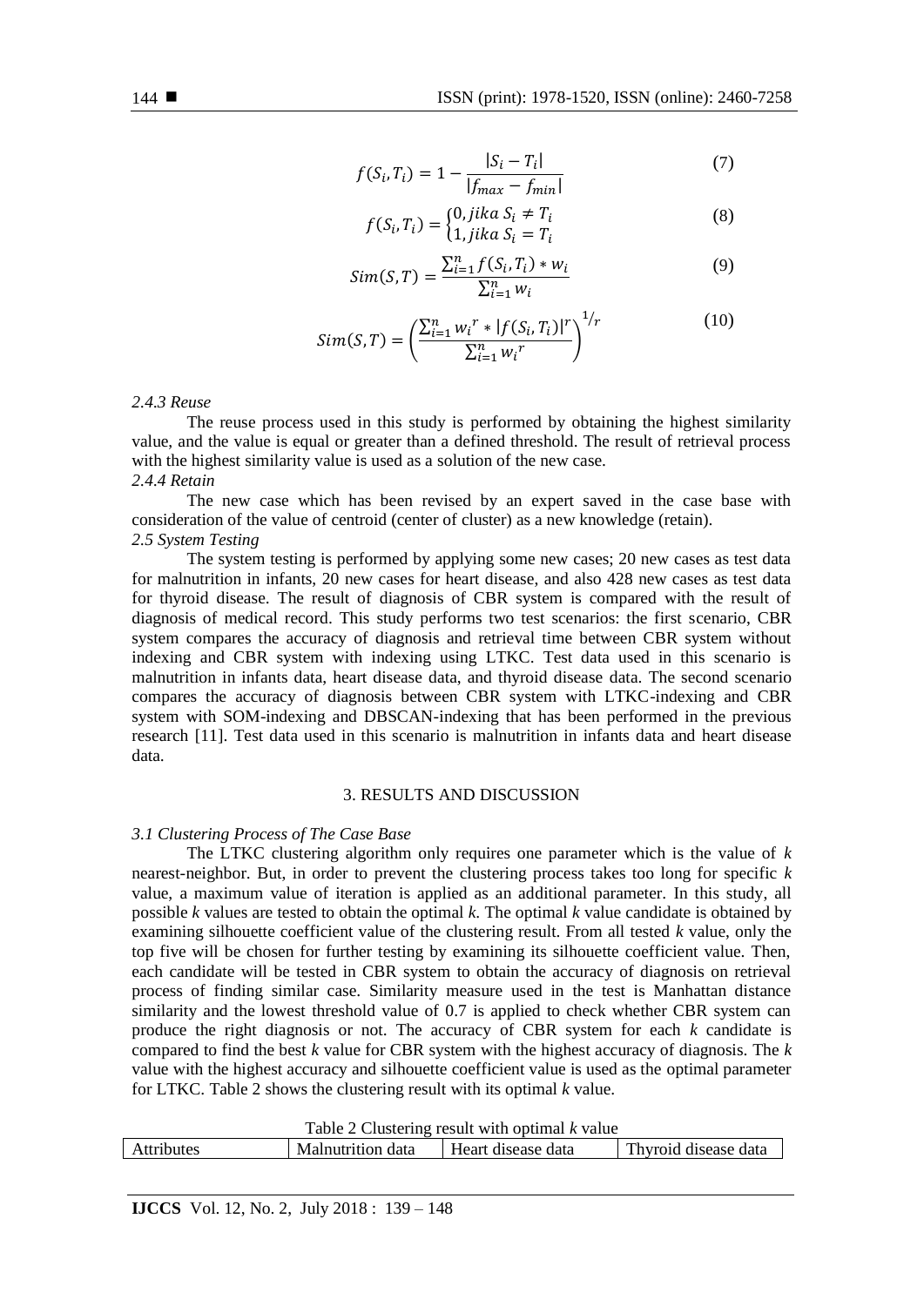$$f(S_i, T_i) = 1 - \frac{|S_i - T_i|}{|f_{max} - f_{min}|} \tag{7}$$

$$f(S_i, T_i) = \begin{cases} 0, jika\ S_i \neq T_i \\ 1, jika\ S_i = T_i \end{cases} \tag{8}$$

$$Sim(S, T) = \frac{\sum_{i=1}^{n} f(S_i, T_i) * w_i}{\sum_{i=1}^{n} w_i} \tag{9}$$

$$Sim(S, T) = \left( \frac{\sum_{i=1}^{n} w_i{}^r * |f(S_i, T_i)|^r}{\sum_{i=1}^{n} w_i{}^r} \right)^{1/r} \tag{10}$$

*2.4.3 Reuse*

The reuse process used in this study is performed by obtaining the highest similarity value, and the value is equal or greater than a defined threshold. The result of retrieval process with the highest similarity value is used as a solution of the new case.

*2.4.4 Retain*

The new case which has been revised by an expert saved in the case base with consideration of the value of centroid (center of cluster) as a new knowledge (retain).

*2.5 System Testing*

The system testing is performed by applying some new cases; 20 new cases as test data for malnutrition in infants, 20 new cases for heart disease, and also 428 new cases as test data for thyroid disease. The result of diagnosis of CBR system is compared with the result of diagnosis of medical record. This study performs two test scenarios: the first scenario, CBR system compares the accuracy of diagnosis and retrieval time between CBR system without indexing and CBR system with indexing using LTKC. Test data used in this scenario is malnutrition in infants data, heart disease data, and thyroid disease data. The second scenario compares the accuracy of diagnosis between CBR system with LTKC-indexing and CBR system with SOM-indexing and DBSCAN-indexing that has been performed in the previous research [11]. Test data used in this scenario is malnutrition in infants data and heart disease data.

## 3. RESULTS AND DISCUSSION

*3.1 Clustering Process of The Case Base*

The LTKC clustering algorithm only requires one parameter which is the value of *k* nearest-neighbor. But, in order to prevent the clustering process takes too long for specific *k* value, a maximum value of iteration is applied as an additional parameter. In this study, all possible *k* values are tested to obtain the optimal *k*. The optimal *k* value candidate is obtained by examining silhouette coefficient value of the clustering result. From all tested *k* value, only the top five will be chosen for further testing by examining its silhouette coefficient value. Then, each candidate will be tested in CBR system to obtain the accuracy of diagnosis on retrieval process of finding similar case. Similarity measure used in the test is Manhattan distance similarity and the lowest threshold value of 0.7 is applied to check whether CBR system can produce the right diagnosis or not. The accuracy of CBR system for each *k* candidate is compared to find the best *k* value for CBR system with the highest accuracy of diagnosis. The *k* value with the highest accuracy and silhouette coefficient value is used as the optimal parameter for LTKC. Table 2 shows the clustering result with its optimal *k* value.

Table 2 Clustering result with optimal *k* value

| Attributes | Malnutrition data | Heart disease data | Thyroid disease data |
|---|---|---|---|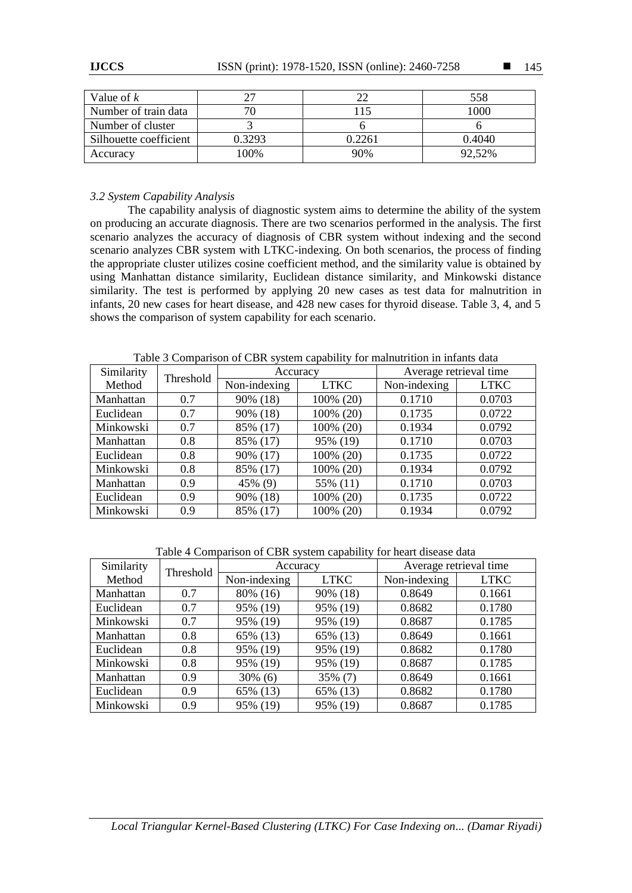| Value of $k$ | 27 | 22 | 558 |
|---|---|---|---|
| Number of train data | 70 | 115 | 1000 |
| Number of cluster | 3 | 6 | 6 |
| Silhouette coefficient | 0.3293 | 0.2261 | 0.4040 |
| Accuracy | 100% | 90% | 92,52% |

*3.2 System Capability Analysis*

The capability analysis of diagnostic system aims to determine the ability of the system on producing an accurate diagnosis. There are two scenarios performed in the analysis. The first scenario analyzes the accuracy of diagnosis of CBR system without indexing and the second scenario analyzes CBR system with LTKC-indexing. On both scenarios, the process of finding the appropriate cluster utilizes cosine coefficient method, and the similarity value is obtained by using Manhattan distance similarity, Euclidean distance similarity, and Minkowski distance similarity. The test is performed by applying 20 new cases as test data for malnutrition in infants, 20 new cases for heart disease, and 428 new cases for thyroid disease. Table 3, 4, and 5 shows the comparison of system capability for each scenario.

Table 3 Comparison of CBR system capability for malnutrition in infants data

| Similarity Method | Threshold | Accuracy | | Average retrieval time | |
|---|---|---|---|---|---|
| | | Non-indexing | LTKC | Non-indexing | LTKC |
| Manhattan | 0.7 | 90% (18) | 100% (20) | 0.1710 | 0.0703 |
| Euclidean | 0.7 | 90% (18) | 100% (20) | 0.1735 | 0.0722 |
| Minkowski | 0.7 | 85% (17) | 100% (20) | 0.1934 | 0.0792 |
| Manhattan | 0.8 | 85% (17) | 95% (19) | 0.1710 | 0.0703 |
| Euclidean | 0.8 | 90% (17) | 100% (20) | 0.1735 | 0.0722 |
| Minkowski | 0.8 | 85% (17) | 100% (20) | 0.1934 | 0.0792 |
| Manhattan | 0.9 | 45% (9) | 55% (11) | 0.1710 | 0.0703 |
| Euclidean | 0.9 | 90% (18) | 100% (20) | 0.1735 | 0.0722 |
| Minkowski | 0.9 | 85% (17) | 100% (20) | 0.1934 | 0.0792 |

Table 4 Comparison of CBR system capability for heart disease data

| Similarity Method | Threshold | Accuracy | | Average retrieval time | |
|---|---|---|---|---|---|
| | | Non-indexing | LTKC | Non-indexing | LTKC |
| Manhattan | 0.7 | 80% (16) | 90% (18) | 0.8649 | 0.1661 |
| Euclidean | 0.7 | 95% (19) | 95% (19) | 0.8682 | 0.1780 |
| Minkowski | 0.7 | 95% (19) | 95% (19) | 0.8687 | 0.1785 |
| Manhattan | 0.8 | 65% (13) | 65% (13) | 0.8649 | 0.1661 |
| Euclidean | 0.8 | 95% (19) | 95% (19) | 0.8682 | 0.1780 |
| Minkowski | 0.8 | 95% (19) | 95% (19) | 0.8687 | 0.1785 |
| Manhattan | 0.9 | 30% (6) | 35% (7) | 0.8649 | 0.1661 |
| Euclidean | 0.9 | 65% (13) | 65% (13) | 0.8682 | 0.1780 |
| Minkowski | 0.9 | 95% (19) | 95% (19) | 0.8687 | 0.1785 |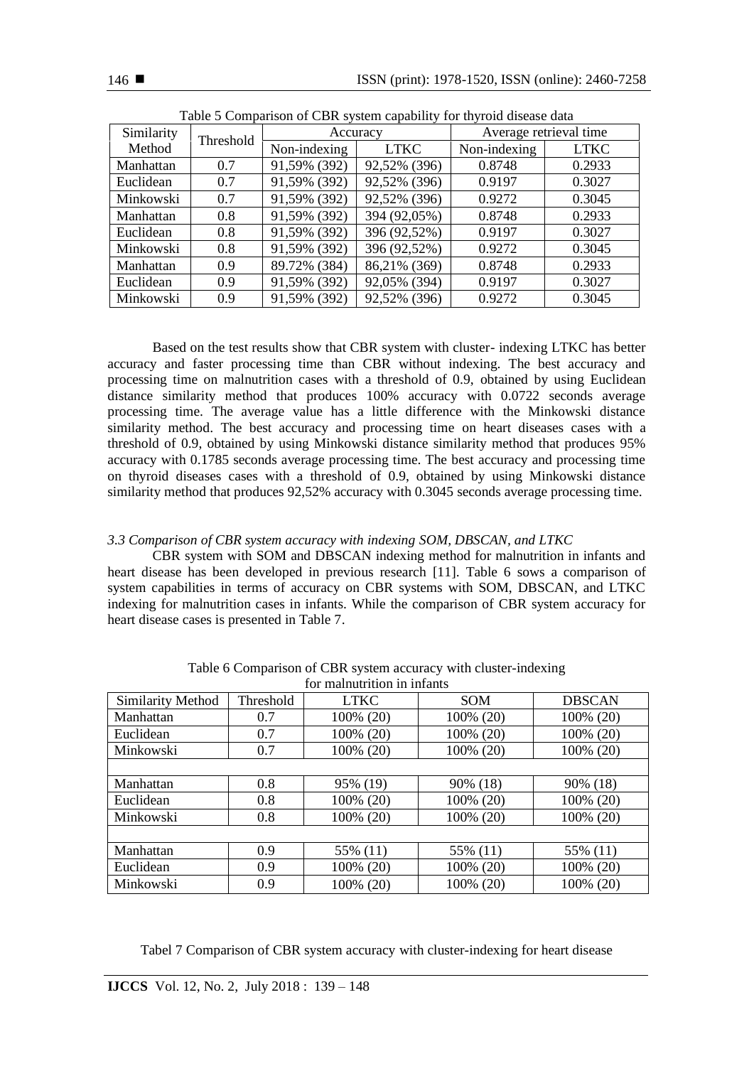Table 5 Comparison of CBR system capability for thyroid disease data

| Similarity Method | Threshold | Accuracy | | Average retrieval time | |
|---|---|---|---|---|---|
| | | Non-indexing | LTKC | Non-indexing | LTKC |
| Manhattan | 0.7 | 91,59% (392) | 92,52% (396) | 0.8748 | 0.2933 |
| Euclidean | 0.7 | 91,59% (392) | 92,52% (396) | 0.9197 | 0.3027 |
| Minkowski | 0.7 | 91,59% (392) | 92,52% (396) | 0.9272 | 0.3045 |
| Manhattan | 0.8 | 91,59% (392) | 394 (92,05%) | 0.8748 | 0.2933 |
| Euclidean | 0.8 | 91,59% (392) | 396 (92,52%) | 0.9197 | 0.3027 |
| Minkowski | 0.8 | 91,59% (392) | 396 (92,52%) | 0.9272 | 0.3045 |
| Manhattan | 0.9 | 89.72% (384) | 86,21% (369) | 0.8748 | 0.2933 |
| Euclidean | 0.9 | 91,59% (392) | 92,05% (394) | 0.9197 | 0.3027 |
| Minkowski | 0.9 | 91,59% (392) | 92,52% (396) | 0.9272 | 0.3045 |

Based on the test results show that CBR system with cluster- indexing LTKC has better accuracy and faster processing time than CBR without indexing. The best accuracy and processing time on malnutrition cases with a threshold of 0.9, obtained by using Euclidean distance similarity method that produces 100% accuracy with 0.0722 seconds average processing time. The average value has a little difference with the Minkowski distance similarity method. The best accuracy and processing time on heart diseases cases with a threshold of 0.9, obtained by using Minkowski distance similarity method that produces 95% accuracy with 0.1785 seconds average processing time. The best accuracy and processing time on thyroid diseases cases with a threshold of 0.9, obtained by using Minkowski distance similarity method that produces 92,52% accuracy with 0.3045 seconds average processing time.

### *3.3 Comparison of CBR system accuracy with indexing SOM, DBSCAN, and LTKC*

CBR system with SOM and DBSCAN indexing method for malnutrition in infants and heart disease has been developed in previous research [11]. Table 6 sows a comparison of system capabilities in terms of accuracy on CBR systems with SOM, DBSCAN, and LTKC indexing for malnutrition cases in infants. While the comparison of CBR system accuracy for heart disease cases is presented in Table 7.

Table 6 Comparison of CBR system accuracy with cluster-indexing for malnutrition in infants

| Similarity Method | Threshold | LTKC | SOM | DBSCAN |
|---|---|---|---|---|
| Manhattan | 0.7 | 100% (20) | 100% (20) | 100% (20) |
| Euclidean | 0.7 | 100% (20) | 100% (20) | 100% (20) |
| Minkowski | 0.7 | 100% (20) | 100% (20) | 100% (20) |
| | | | | |
| Manhattan | 0.8 | 95% (19) | 90% (18) | 90% (18) |
| Euclidean | 0.8 | 100% (20) | 100% (20) | 100% (20) |
| Minkowski | 0.8 | 100% (20) | 100% (20) | 100% (20) |
| | | | | |
| Manhattan | 0.9 | 55% (11) | 55% (11) | 55% (11) |
| Euclidean | 0.9 | 100% (20) | 100% (20) | 100% (20) |
| Minkowski | 0.9 | 100% (20) | 100% (20) | 100% (20) |

Tabel 7 Comparison of CBR system accuracy with cluster-indexing for heart disease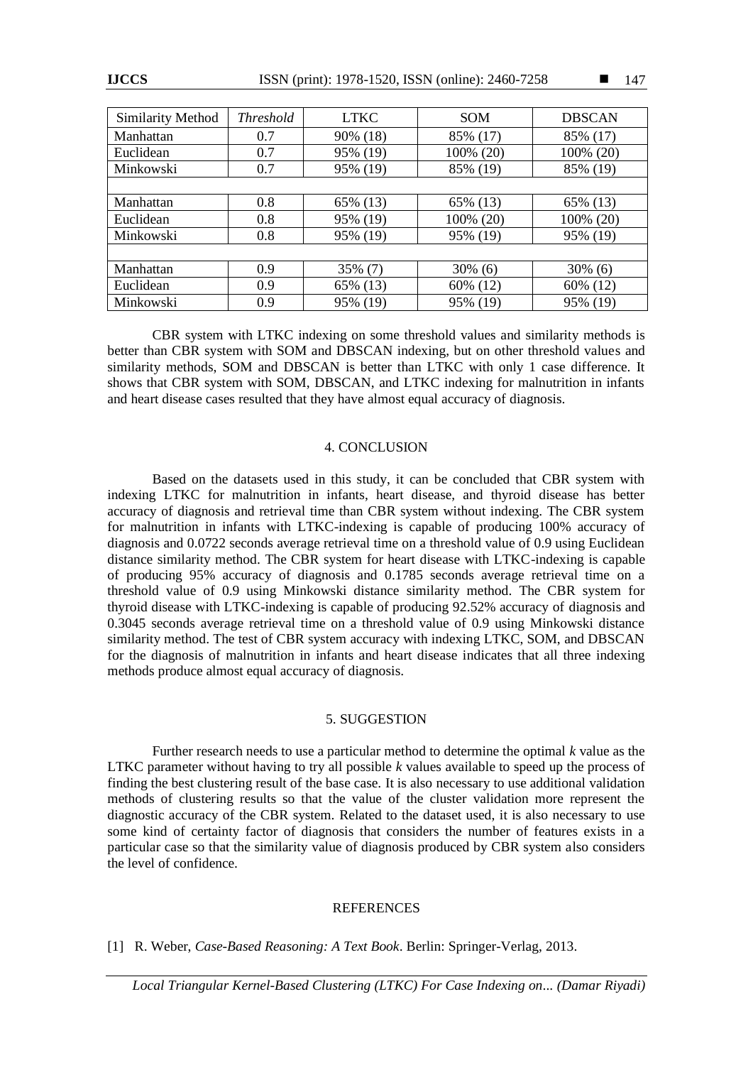| Similarity Method | *Threshold* | LTKC | SOM | DBSCAN |
|---|---|---|---|---|
| Manhattan | 0.7 | 90% (18) | 85% (17) | 85% (17) |
| Euclidean | 0.7 | 95% (19) | 100% (20) | 100% (20) |
| Minkowski | 0.7 | 95% (19) | 85% (19) | 85% (19) |
| | | | | |
| Manhattan | 0.8 | 65% (13) | 65% (13) | 65% (13) |
| Euclidean | 0.8 | 95% (19) | 100% (20) | 100% (20) |
| Minkowski | 0.8 | 95% (19) | 95% (19) | 95% (19) |
| | | | | |
| Manhattan | 0.9 | 35% (7) | 30% (6) | 30% (6) |
| Euclidean | 0.9 | 65% (13) | 60% (12) | 60% (12) |
| Minkowski | 0.9 | 95% (19) | 95% (19) | 95% (19) |

CBR system with LTKC indexing on some threshold values and similarity methods is better than CBR system with SOM and DBSCAN indexing, but on other threshold values and similarity methods, SOM and DBSCAN is better than LTKC with only 1 case difference. It shows that CBR system with SOM, DBSCAN, and LTKC indexing for malnutrition in infants and heart disease cases resulted that they have almost equal accuracy of diagnosis.

## 4. CONCLUSION

Based on the datasets used in this study, it can be concluded that CBR system with indexing LTKC for malnutrition in infants, heart disease, and thyroid disease has better accuracy of diagnosis and retrieval time than CBR system without indexing. The CBR system for malnutrition in infants with LTKC-indexing is capable of producing 100% accuracy of diagnosis and 0.0722 seconds average retrieval time on a threshold value of 0.9 using Euclidean distance similarity method. The CBR system for heart disease with LTKC-indexing is capable of producing 95% accuracy of diagnosis and 0.1785 seconds average retrieval time on a threshold value of 0.9 using Minkowski distance similarity method. The CBR system for thyroid disease with LTKC-indexing is capable of producing 92.52% accuracy of diagnosis and 0.3045 seconds average retrieval time on a threshold value of 0.9 using Minkowski distance similarity method. The test of CBR system accuracy with indexing LTKC, SOM, and DBSCAN for the diagnosis of malnutrition in infants and heart disease indicates that all three indexing methods produce almost equal accuracy of diagnosis.

## 5. SUGGESTION

Further research needs to use a particular method to determine the optimal $k$ value as the LTKC parameter without having to try all possible $k$ values available to speed up the process of finding the best clustering result of the base case. It is also necessary to use additional validation methods of clustering results so that the value of the cluster validation more represent the diagnostic accuracy of the CBR system. Related to the dataset used, it is also necessary to use some kind of certainty factor of diagnosis that considers the number of features exists in a particular case so that the similarity value of diagnosis produced by CBR system also considers the level of confidence.

## REFERENCES

[1] R. Weber, *Case-Based Reasoning: A Text Book*. Berlin: Springer-Verlag, 2013.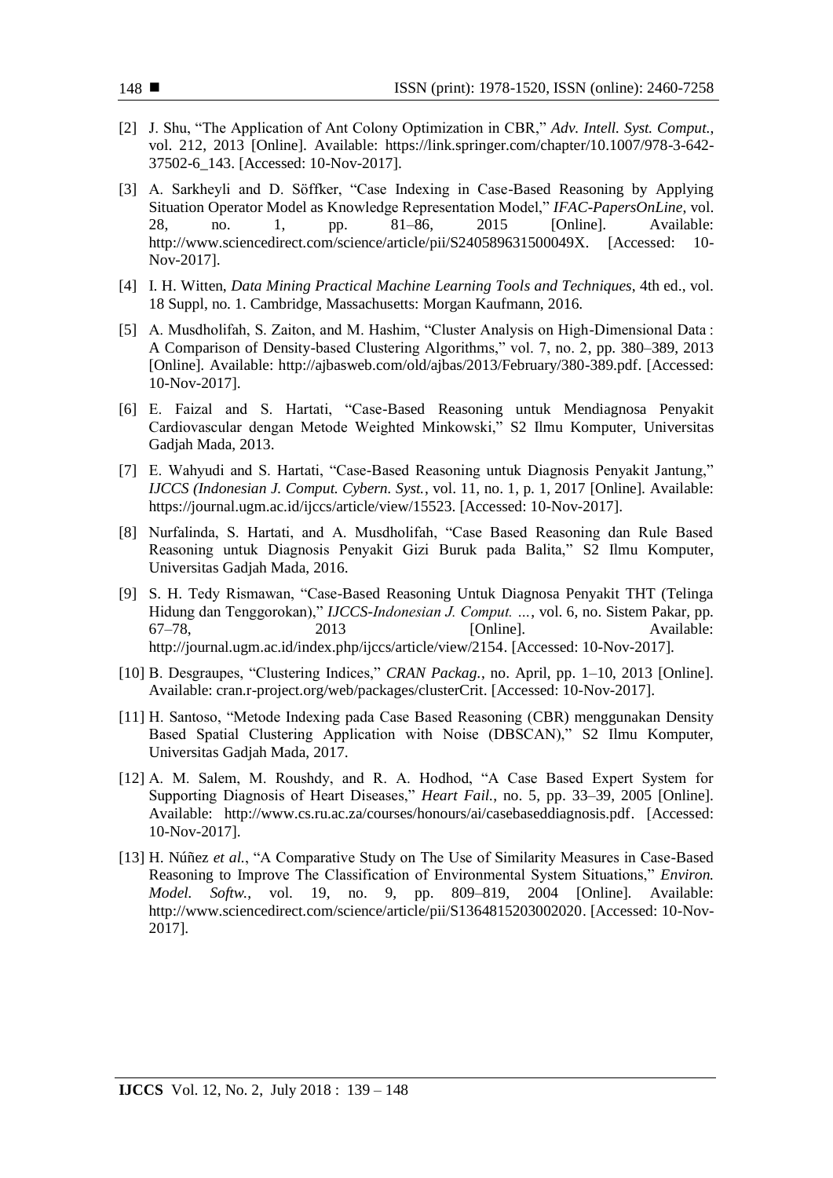[2] J. Shu, "The Application of Ant Colony Optimization in CBR," *Adv. Intell. Syst. Comput.*, vol. 212, 2013 [Online]. Available: https://link.springer.com/chapter/10.1007/978-3-642-37502-6_143. [Accessed: 10-Nov-2017].

[3] A. Sarkheyli and D. Söffker, "Case Indexing in Case-Based Reasoning by Applying Situation Operator Model as Knowledge Representation Model," *IFAC-PapersOnLine*, vol. 28, no. 1, pp. 81–86, 2015 [Online]. Available: http://www.sciencedirect.com/science/article/pii/S240589631500049X. [Accessed: 10-Nov-2017].

[4] I. H. Witten, *Data Mining Practical Machine Learning Tools and Techniques*, 4th ed., vol. 18 Suppl, no. 1. Cambridge, Massachusetts: Morgan Kaufmann, 2016.

[5] A. Musdholifah, S. Zaiton, and M. Hashim, "Cluster Analysis on High-Dimensional Data : A Comparison of Density-based Clustering Algorithms," vol. 7, no. 2, pp. 380–389, 2013 [Online]. Available: http://ajbasweb.com/old/ajbas/2013/February/380-389.pdf. [Accessed: 10-Nov-2017].

[6] E. Faizal and S. Hartati, "Case-Based Reasoning untuk Mendiagnosa Penyakit Cardiovascular dengan Metode Weighted Minkowski," S2 Ilmu Komputer, Universitas Gadjah Mada, 2013.

[7] E. Wahyudi and S. Hartati, "Case-Based Reasoning untuk Diagnosis Penyakit Jantung," *IJCCS (Indonesian J. Comput. Cybern. Syst.*, vol. 11, no. 1, p. 1, 2017 [Online]. Available: https://journal.ugm.ac.id/ijccs/article/view/15523. [Accessed: 10-Nov-2017].

[8] Nurfalinda, S. Hartati, and A. Musdholifah, "Case Based Reasoning dan Rule Based Reasoning untuk Diagnosis Penyakit Gizi Buruk pada Balita," S2 Ilmu Komputer, Universitas Gadjah Mada, 2016.

[9] S. H. Tedy Rismawan, "Case-Based Reasoning Untuk Diagnosa Penyakit THT (Telinga Hidung dan Tenggorokan)," *IJCCS-Indonesian J. Comput. …*, vol. 6, no. Sistem Pakar, pp. 67–78, 2013 [Online]. Available: http://journal.ugm.ac.id/index.php/ijccs/article/view/2154. [Accessed: 10-Nov-2017].

[10] B. Desgraupes, "Clustering Indices," *CRAN Packag.*, no. April, pp. 1–10, 2013 [Online]. Available: cran.r-project.org/web/packages/clusterCrit. [Accessed: 10-Nov-2017].

[11] H. Santoso, "Metode Indexing pada Case Based Reasoning (CBR) menggunakan Density Based Spatial Clustering Application with Noise (DBSCAN)," S2 Ilmu Komputer, Universitas Gadjah Mada, 2017.

[12] A. M. Salem, M. Roushdy, and R. A. Hodhod, "A Case Based Expert System for Supporting Diagnosis of Heart Diseases," *Heart Fail.*, no. 5, pp. 33–39, 2005 [Online]. Available: http://www.cs.ru.ac.za/courses/honours/ai/casebaseddiagnosis.pdf. [Accessed: 10-Nov-2017].

[13] H. Núñez *et al.*, "A Comparative Study on The Use of Similarity Measures in Case-Based Reasoning to Improve The Classification of Environmental System Situations," *Environ. Model. Softw.*, vol. 19, no. 9, pp. 809–819, 2004 [Online]. Available: http://www.sciencedirect.com/science/article/pii/S1364815203002020. [Accessed: 10-Nov-2017].